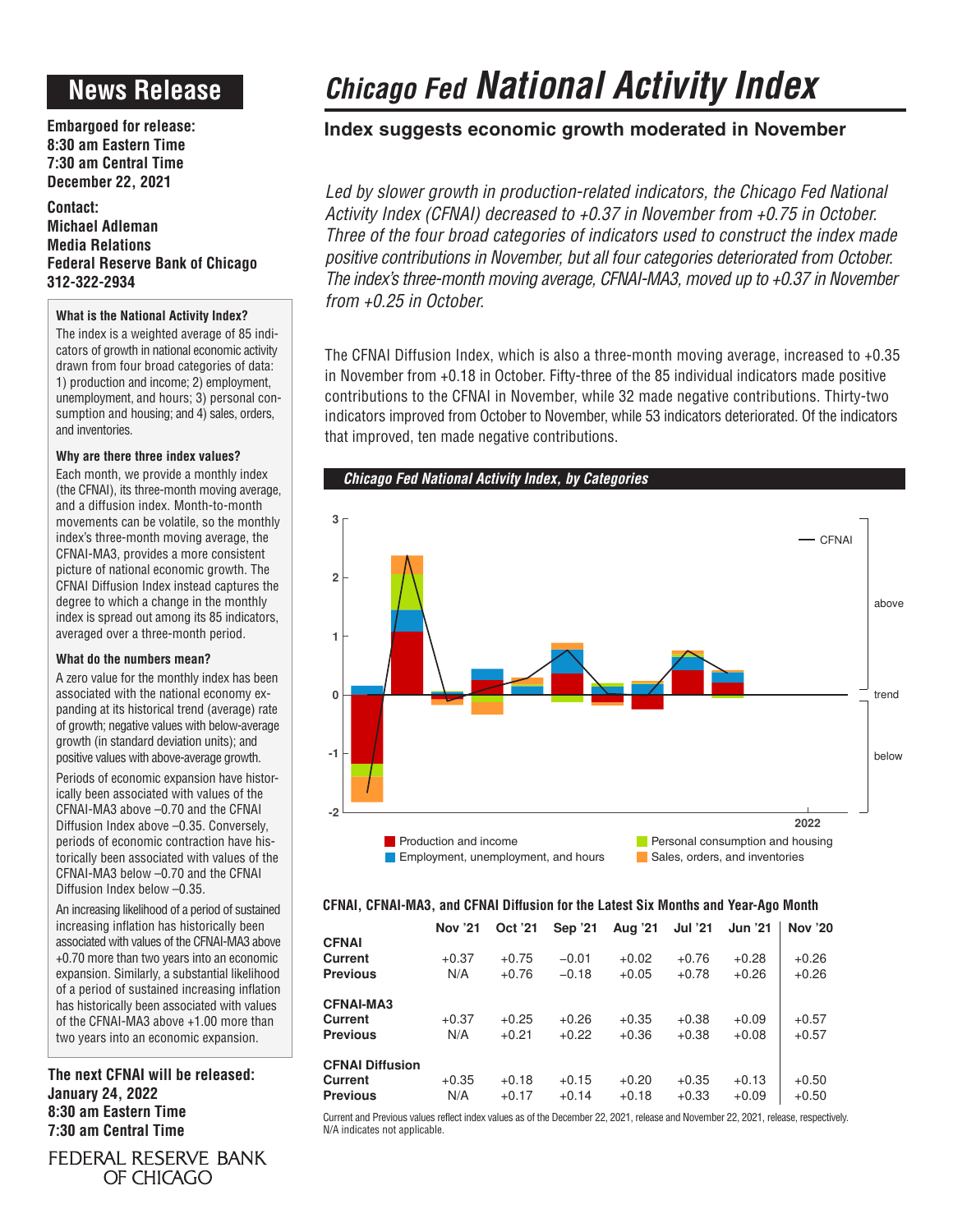# News Release

**Embargoed for release:**
**8:30 am Eastern Time**
**7:30 am Central Time**
**December 22, 2021**

**Contact:**
**Michael Adleman**
**Media Relations**
**Federal Reserve Bank of Chicago**
**312-322-2934**

### What is the National Activity Index?

The index is a weighted average of 85 indicators of growth in national economic activity drawn from four broad categories of data: 1) production and income; 2) employment, unemployment, and hours; 3) personal consumption and housing; and 4) sales, orders, and inventories.

### Why are there three index values?

Each month, we provide a monthly index (the CFNAI), its three-month moving average, and a diffusion index. Month-to-month movements can be volatile, so the monthly index's three-month moving average, the CFNAI-MA3, provides a more consistent picture of national economic growth. The CFNAI Diffusion Index instead captures the degree to which a change in the monthly index is spread out among its 85 indicators, averaged over a three-month period.

### What do the numbers mean?

A zero value for the monthly index has been associated with the national economy expanding at its historical trend (average) rate of growth; negative values with below-average growth (in standard deviation units); and positive values with above-average growth.

Periods of economic expansion have historically been associated with values of the CFNAI-MA3 above –0.70 and the CFNAI Diffusion Index above –0.35. Conversely, periods of economic contraction have historically been associated with values of the CFNAI-MA3 below –0.70 and the CFNAI Diffusion Index below –0.35.

An increasing likelihood of a period of sustained increasing inflation has historically been associated with values of the CFNAI-MA3 above +0.70 more than two years into an economic expansion. Similarly, a substantial likelihood of a period of sustained increasing inflation has historically been associated with values of the CFNAI-MA3 above +1.00 more than two years into an economic expansion.

**The next CFNAI will be released:**
**January 24, 2022**
**8:30 am Eastern Time**
**7:30 am Central Time**

FEDERAL RESERVE BANK OF CHICAGO

# *Chicago Fed* National Activity Index

## Index suggests economic growth moderated in November

*Led by slower growth in production-related indicators, the Chicago Fed National Activity Index (CFNAI) decreased to +0.37 in November from +0.75 in October. Three of the four broad categories of indicators used to construct the index made positive contributions in November, but all four categories deteriorated from October. The index's three-month moving average, CFNAI-MA3, moved up to +0.37 in November from +0.25 in October.*

The CFNAI Diffusion Index, which is also a three-month moving average, increased to +0.35 in November from +0.18 in October. Fifty-three of the 85 individual indicators made positive contributions to the CFNAI in November, while 32 made negative contributions. Thirty-two indicators improved from October to November, while 53 indicators deteriorated. Of the indicators that improved, ten made negative contributions.

***Chicago Fed National Activity Index, by Categories***

### CFNAI, CFNAI-MA3, and CFNAI Diffusion for the Latest Six Months and Year-Ago Month

| | Nov '21 | Oct '21 | Sep '21 | Aug '21 | Jul '21 | Jun '21 | Nov '20 |
|---|---|---|---|---|---|---|---|
| **CFNAI** | | | | | | | |
| **Current** | +0.37 | +0.75 | –0.01 | +0.02 | +0.76 | +0.28 | +0.26 |
| **Previous** | N/A | +0.76 | –0.18 | +0.05 | +0.78 | +0.26 | +0.26 |
| **CFNAI-MA3** | | | | | | | |
| **Current** | +0.37 | +0.25 | +0.26 | +0.35 | +0.38 | +0.09 | +0.57 |
| **Previous** | N/A | +0.21 | +0.22 | +0.36 | +0.38 | +0.08 | +0.57 |
| **CFNAI Diffusion** | | | | | | | |
| **Current** | +0.35 | +0.18 | +0.15 | +0.20 | +0.35 | +0.13 | +0.50 |
| **Previous** | N/A | +0.17 | +0.14 | +0.18 | +0.33 | +0.09 | +0.50 |

Current and Previous values reflect index values as of the December 22, 2021, release and November 22, 2021, release, respectively. N/A indicates not applicable.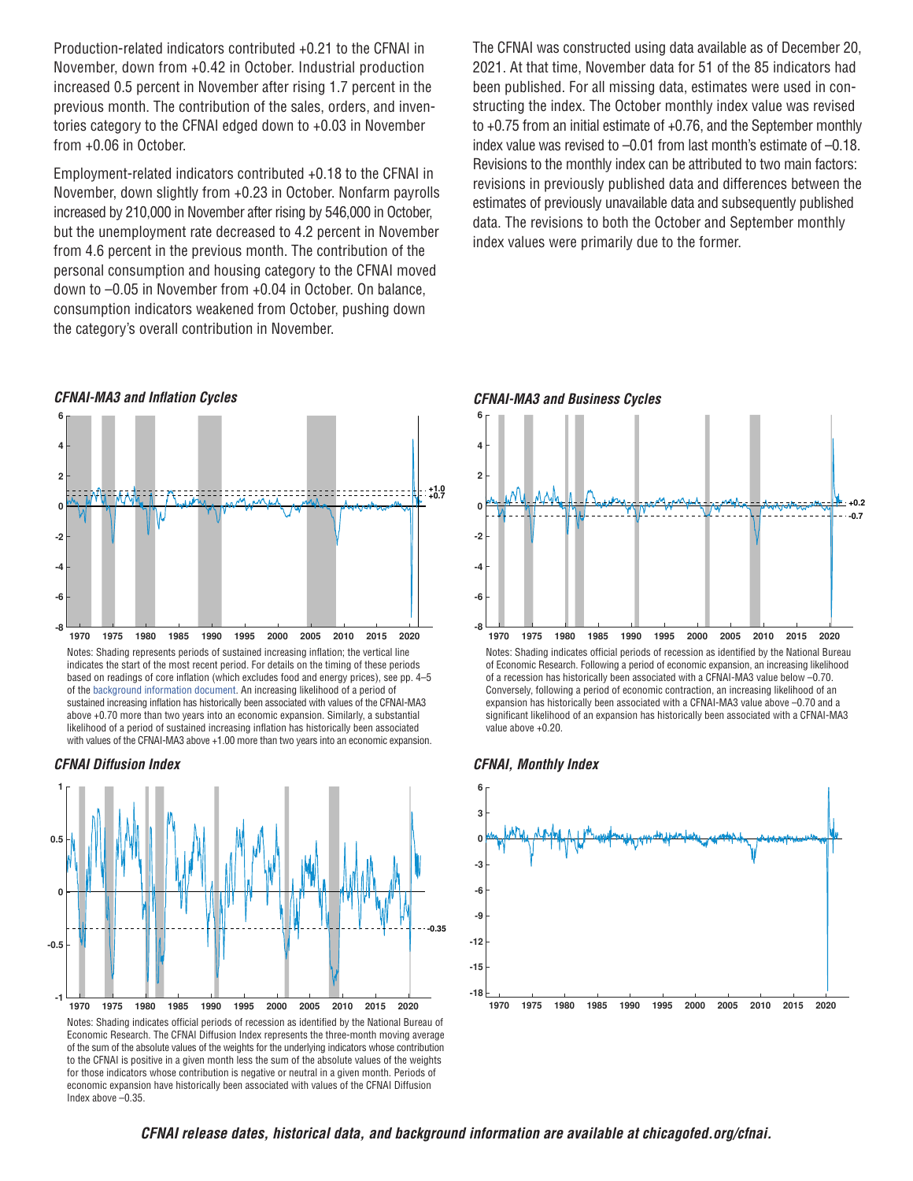Production-related indicators contributed +0.21 to the CFNAI in November, down from +0.42 in October. Industrial production increased 0.5 percent in November after rising 1.7 percent in the previous month. The contribution of the sales, orders, and inventories category to the CFNAI edged down to +0.03 in November from +0.06 in October.

Employment-related indicators contributed +0.18 to the CFNAI in November, down slightly from +0.23 in October. Nonfarm payrolls increased by 210,000 in November after rising by 546,000 in October, but the unemployment rate decreased to 4.2 percent in November from 4.6 percent in the previous month. The contribution of the personal consumption and housing category to the CFNAI moved down to –0.05 in November from +0.04 in October. On balance, consumption indicators weakened from October, pushing down the category's overall contribution in November.

The CFNAI was constructed using data available as of December 20, 2021. At that time, November data for 51 of the 85 indicators had been published. For all missing data, estimates were used in constructing the index. The October monthly index value was revised to +0.75 from an initial estimate of +0.76, and the September monthly index value was revised to –0.01 from last month's estimate of –0.18. Revisions to the monthly index can be attributed to two main factors: revisions in previously published data and differences between the estimates of previously unavailable data and subsequently published data. The revisions to both the October and September monthly index values were primarily due to the former.

***CFNAI-MA3 and Inflation Cycles***

6
4
2
0
-2
-4
-6
-8
+1.0
+0.7
1970 1975 1980 1985 1990 1995 2000 2005 2010 2015 2020

Notes: Shading represents periods of sustained increasing inflation; the vertical line indicates the start of the most recent period. For details on the timing of these periods based on readings of core inflation (which excludes food and energy prices), see pp. 4–5 of the background information document. An increasing likelihood of a period of sustained increasing inflation has historically been associated with values of the CFNAI-MA3 above +0.70 more than two years into an economic expansion. Similarly, a substantial likelihood of a period of sustained increasing inflation has historically been associated with values of the CFNAI-MA3 above +1.00 more than two years into an economic expansion.

***CFNAI-MA3 and Business Cycles***

6
4
2
0
-2
-4
-6
-8
+0.2
-0.7
1970 1975 1980 1985 1990 1995 2000 2005 2010 2015 2020

Notes: Shading indicates official periods of recession as identified by the National Bureau of Economic Research. Following a period of economic expansion, an increasing likelihood of a recession has historically been associated with a CFNAI-MA3 value below –0.70. Conversely, following a period of economic contraction, an increasing likelihood of an expansion has historically been associated with a CFNAI-MA3 value above –0.70 and a significant likelihood of an expansion has historically been associated with a CFNAI-MA3 value above +0.20.

***CFNAI Diffusion Index***

1
0.5
0
-0.5
-1
-0.35
1970 1975 1980 1985 1990 1995 2000 2005 2010 2015 2020

Notes: Shading indicates official periods of recession as identified by the National Bureau of Economic Research. The CFNAI Diffusion Index represents the three-month moving average of the sum of the absolute values of the weights for the underlying indicators whose contribution to the CFNAI is positive in a given month less the sum of the absolute values of the weights for those indicators whose contribution is negative or neutral in a given month. Periods of economic expansion have historically been associated with values of the CFNAI Diffusion Index above –0.35.

***CFNAI, Monthly Index***

6
3
0
-3
-6
-9
-12
-15
-18
1970 1975 1980 1985 1990 1995 2000 2005 2010 2015 2020

***CFNAI release dates, historical data, and background information are available at chicagofed.org/cfnai.***